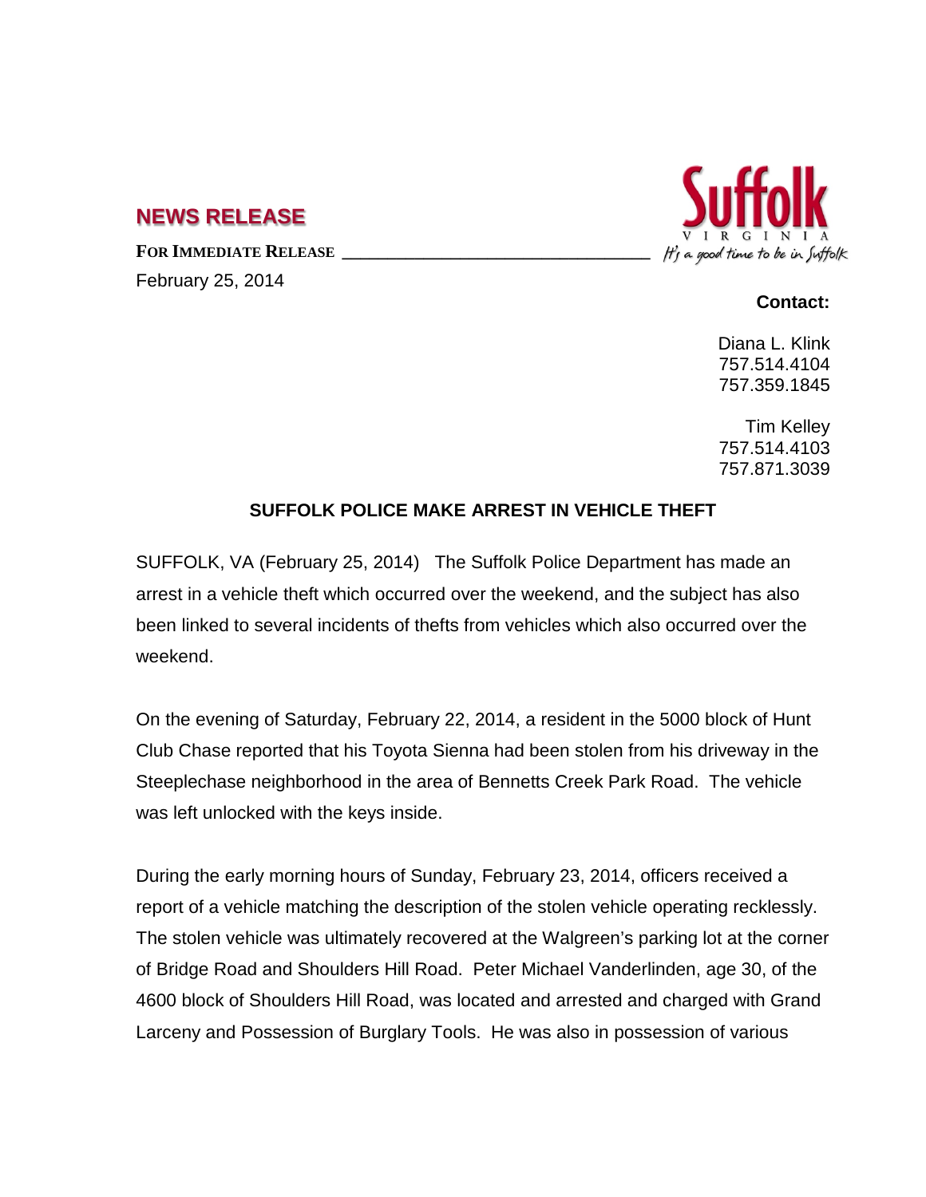## NEWS RELEASE

**FOR IMMEDIATE RELEASE**

February 25, 2014

Suffolk VIRGINIA *It's a good time to be in Suffolk*

**Contact:**

Diana L. Klink
757.514.4104
757.359.1845

Tim Kelley
757.514.4103
757.871.3039

### SUFFOLK POLICE MAKE ARREST IN VEHICLE THEFT

SUFFOLK, VA (February 25, 2014) The Suffolk Police Department has made an arrest in a vehicle theft which occurred over the weekend, and the subject has also been linked to several incidents of thefts from vehicles which also occurred over the weekend.

On the evening of Saturday, February 22, 2014, a resident in the 5000 block of Hunt Club Chase reported that his Toyota Sienna had been stolen from his driveway in the Steeplechase neighborhood in the area of Bennetts Creek Park Road. The vehicle was left unlocked with the keys inside.

During the early morning hours of Sunday, February 23, 2014, officers received a report of a vehicle matching the description of the stolen vehicle operating recklessly. The stolen vehicle was ultimately recovered at the Walgreen's parking lot at the corner of Bridge Road and Shoulders Hill Road. Peter Michael Vanderlinden, age 30, of the 4600 block of Shoulders Hill Road, was located and arrested and charged with Grand Larceny and Possession of Burglary Tools. He was also in possession of various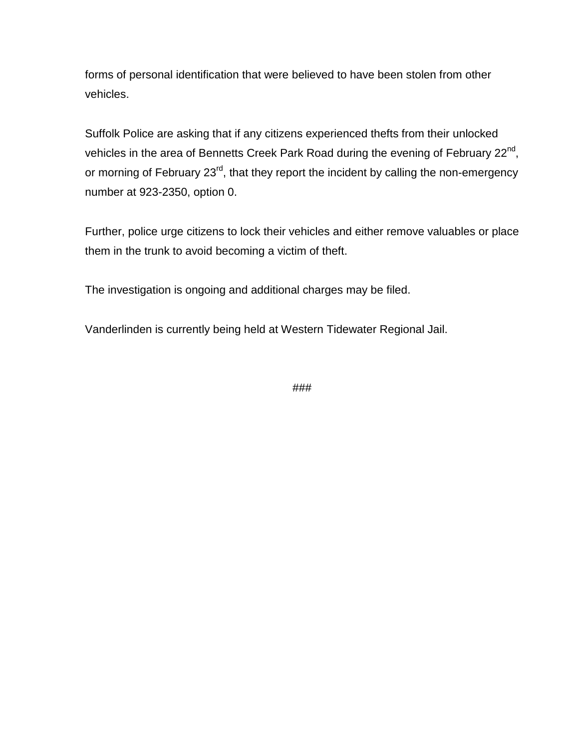forms of personal identification that were believed to have been stolen from other vehicles.

Suffolk Police are asking that if any citizens experienced thefts from their unlocked vehicles in the area of Bennetts Creek Park Road during the evening of February 22nd, or morning of February 23rd, that they report the incident by calling the non-emergency number at 923-2350, option 0.

Further, police urge citizens to lock their vehicles and either remove valuables or place them in the trunk to avoid becoming a victim of theft.

The investigation is ongoing and additional charges may be filed.

Vanderlinden is currently being held at Western Tidewater Regional Jail.

###